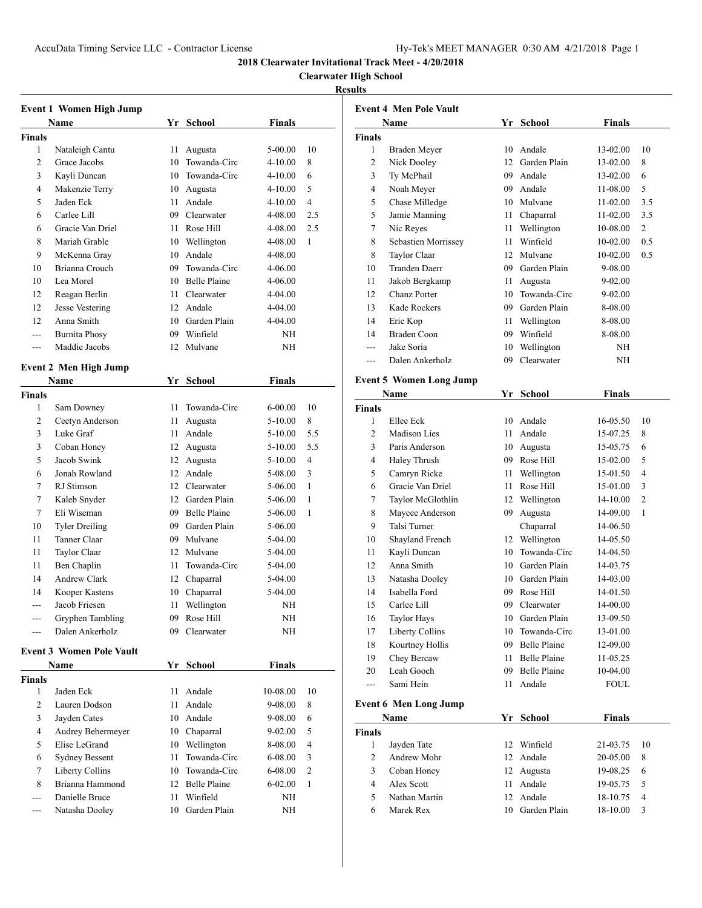**2018 Clearwater Invitational Track Meet - 4/20/2018**

**Clearwater High School**

**Results**

### Event 1 Women High Jump

| | Name | Yr | School | Finals | |
|---|---|---|---|---|---|
| **Finals** | | | | | |
| 1 | Nataleigh Cantu | 11 | Augusta | 5-00.00 | 10 |
| 2 | Grace Jacobs | 10 | Towanda-Circ | 4-10.00 | 8 |
| 3 | Kayli Duncan | 10 | Towanda-Circ | 4-10.00 | 6 |
| 4 | Makenzie Terry | 10 | Augusta | 4-10.00 | 5 |
| 5 | Jaden Eck | 11 | Andale | 4-10.00 | 4 |
| 6 | Carlee Lill | 09 | Clearwater | 4-08.00 | 2.5 |
| 6 | Gracie Van Driel | 11 | Rose Hill | 4-08.00 | 2.5 |
| 8 | Mariah Grable | 10 | Wellington | 4-08.00 | 1 |
| 9 | McKenna Gray | 10 | Andale | 4-08.00 | |
| 10 | Brianna Crouch | 09 | Towanda-Circ | 4-06.00 | |
| 10 | Lea Morel | 10 | Belle Plaine | 4-06.00 | |
| 12 | Reagan Berlin | 11 | Clearwater | 4-04.00 | |
| 12 | Jesse Vestering | 12 | Andale | 4-04.00 | |
| 12 | Anna Smith | 10 | Garden Plain | 4-04.00 | |
| --- | Burnita Phosy | 09 | Winfield | NH | |
| --- | Maddie Jacobs | 12 | Mulvane | NH | |

### Event 2 Men High Jump

| | Name | Yr | School | Finals | |
|---|---|---|---|---|---|
| **Finals** | | | | | |
| 1 | Sam Downey | 11 | Towanda-Circ | 6-00.00 | 10 |
| 2 | Ceetyn Anderson | 11 | Augusta | 5-10.00 | 8 |
| 3 | Luke Graf | 11 | Andale | 5-10.00 | 5.5 |
| 3 | Coban Honey | 12 | Augusta | 5-10.00 | 5.5 |
| 5 | Jacob Swink | 12 | Augusta | 5-10.00 | 4 |
| 6 | Jonah Rowland | 12 | Andale | 5-08.00 | 3 |
| 7 | RJ Stimson | 12 | Clearwater | 5-06.00 | 1 |
| 7 | Kaleb Snyder | 12 | Garden Plain | 5-06.00 | 1 |
| 7 | Eli Wiseman | 09 | Belle Plaine | 5-06.00 | 1 |
| 10 | Tyler Dreiling | 09 | Garden Plain | 5-06.00 | |
| 11 | Tanner Claar | 09 | Mulvane | 5-04.00 | |
| 11 | Taylor Claar | 12 | Mulvane | 5-04.00 | |
| 11 | Ben Chaplin | 11 | Towanda-Circ | 5-04.00 | |
| 14 | Andrew Clark | 12 | Chaparral | 5-04.00 | |
| 14 | Kooper Kastens | 10 | Chaparral | 5-04.00 | |
| --- | Jacob Friesen | 11 | Wellington | NH | |
| --- | Gryphen Tambling | 09 | Rose Hill | NH | |
| --- | Dalen Ankerholz | 09 | Clearwater | NH | |

### Event 3 Women Pole Vault

| | Name | Yr | School | Finals | |
|---|---|---|---|---|---|
| **Finals** | | | | | |
| 1 | Jaden Eck | 11 | Andale | 10-08.00 | 10 |
| 2 | Lauren Dodson | 11 | Andale | 9-08.00 | 8 |
| 3 | Jayden Cates | 10 | Andale | 9-08.00 | 6 |
| 4 | Audrey Bebermeyer | 10 | Chaparral | 9-02.00 | 5 |
| 5 | Elise LeGrand | 10 | Wellington | 8-08.00 | 4 |
| 6 | Sydney Bessent | 11 | Towanda-Circ | 6-08.00 | 3 |
| 7 | Liberty Collins | 10 | Towanda-Circ | 6-08.00 | 2 |
| 8 | Brianna Hammond | 12 | Belle Plaine | 6-02.00 | 1 |
| --- | Danielle Bruce | 11 | Winfield | NH | |
| --- | Natasha Dooley | 10 | Garden Plain | NH | |

### Event 4 Men Pole Vault

| | Name | Yr | School | Finals | |
|---|---|---|---|---|---|
| **Finals** | | | | | |
| 1 | Braden Meyer | 10 | Andale | 13-02.00 | 10 |
| 2 | Nick Dooley | 12 | Garden Plain | 13-02.00 | 8 |
| 3 | Ty McPhail | 09 | Andale | 13-02.00 | 6 |
| 4 | Noah Meyer | 09 | Andale | 11-08.00 | 5 |
| 5 | Chase Milledge | 10 | Mulvane | 11-02.00 | 3.5 |
| 5 | Jamie Manning | 11 | Chaparral | 11-02.00 | 3.5 |
| 7 | Nic Reyes | 11 | Wellington | 10-08.00 | 2 |
| 8 | Sebastien Morrissey | 11 | Winfield | 10-02.00 | 0.5 |
| 8 | Taylor Claar | 12 | Mulvane | 10-02.00 | 0.5 |
| 10 | Tranden Daerr | 09 | Garden Plain | 9-08.00 | |
| 11 | Jakob Bergkamp | 11 | Augusta | 9-02.00 | |
| 12 | Chanz Porter | 10 | Towanda-Circ | 9-02.00 | |
| 13 | Kade Rockers | 09 | Garden Plain | 8-08.00 | |
| 14 | Eric Kop | 11 | Wellington | 8-08.00 | |
| 14 | Braden Coon | 09 | Winfield | 8-08.00 | |
| --- | Jake Soria | 10 | Wellington | NH | |
| --- | Dalen Ankerholz | 09 | Clearwater | NH | |

### Event 5 Women Long Jump

| | Name | Yr | School | Finals | |
|---|---|---|---|---|---|
| **Finals** | | | | | |
| 1 | Ellee Eck | 10 | Andale | 16-05.50 | 10 |
| 2 | Madison Lies | 11 | Andale | 15-07.25 | 8 |
| 3 | Paris Anderson | 10 | Augusta | 15-05.75 | 6 |
| 4 | Haley Thrush | 09 | Rose Hill | 15-02.00 | 5 |
| 5 | Camryn Ricke | 11 | Wellington | 15-01.50 | 4 |
| 6 | Gracie Van Driel | 11 | Rose Hill | 15-01.00 | 3 |
| 7 | Taylor McGlothlin | 12 | Wellington | 14-10.00 | 2 |
| 8 | Maycee Anderson | 09 | Augusta | 14-09.00 | 1 |
| 9 | Talsi Turner | | Chaparral | 14-06.50 | |
| 10 | Shayland French | 12 | Wellington | 14-05.50 | |
| 11 | Kayli Duncan | 10 | Towanda-Circ | 14-04.50 | |
| 12 | Anna Smith | 10 | Garden Plain | 14-03.75 | |
| 13 | Natasha Dooley | 10 | Garden Plain | 14-03.00 | |
| 14 | Isabella Ford | 09 | Rose Hill | 14-01.50 | |
| 15 | Carlee Lill | 09 | Clearwater | 14-00.00 | |
| 16 | Taylor Hays | 10 | Garden Plain | 13-09.50 | |
| 17 | Liberty Collins | 10 | Towanda-Circ | 13-01.00 | |
| 18 | Kourtney Hollis | 09 | Belle Plaine | 12-09.00 | |
| 19 | Chey Bercaw | 11 | Belle Plaine | 11-05.25 | |
| 20 | Leah Gooch | 09 | Belle Plaine | 10-04.00 | |
| --- | Sami Hein | 11 | Andale | FOUL | |

### Event 6 Men Long Jump

| | Name | Yr | School | Finals | |
|---|---|---|---|---|---|
| **Finals** | | | | | |
| 1 | Jayden Tate | 12 | Winfield | 21-03.75 | 10 |
| 2 | Andrew Mohr | 12 | Andale | 20-05.00 | 8 |
| 3 | Coban Honey | 12 | Augusta | 19-08.25 | 6 |
| 4 | Alex Scott | 11 | Andale | 19-05.75 | 5 |
| 5 | Nathan Martin | 12 | Andale | 18-10.75 | 4 |
| 6 | Marek Rex | 10 | Garden Plain | 18-10.00 | 3 |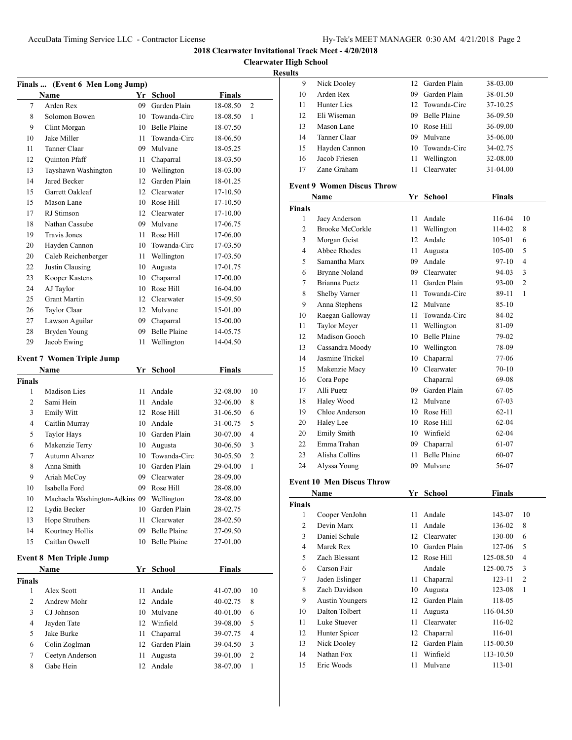**2018 Clearwater Invitational Track Meet - 4/20/2018**

**Clearwater High School**

**Results**

### Finals ... (Event 6 Men Long Jump)

| | Name | Yr | School | Finals | |
|---|---|---|---|---|---|
| 7 | Arden Rex | 09 | Garden Plain | 18-08.50 | 2 |
| 8 | Solomon Bowen | 10 | Towanda-Circ | 18-08.50 | 1 |
| 9 | Clint Morgan | 10 | Belle Plaine | 18-07.50 | |
| 10 | Jake Miller | 11 | Towanda-Circ | 18-06.50 | |
| 11 | Tanner Claar | 09 | Mulvane | 18-05.25 | |
| 12 | Quinton Pfaff | 11 | Chaparral | 18-03.50 | |
| 13 | Tayshawn Washington | 10 | Wellington | 18-03.00 | |
| 14 | Jared Becker | 12 | Garden Plain | 18-01.25 | |
| 15 | Garrett Oakleaf | 12 | Clearwater | 17-10.50 | |
| 15 | Mason Lane | 10 | Rose Hill | 17-10.50 | |
| 17 | RJ Stimson | 12 | Clearwater | 17-10.00 | |
| 18 | Nathan Cassube | 09 | Mulvane | 17-06.75 | |
| 19 | Travis Jones | 11 | Rose Hill | 17-06.00 | |
| 20 | Hayden Cannon | 10 | Towanda-Circ | 17-03.50 | |
| 20 | Caleb Reichenberger | 11 | Wellington | 17-03.50 | |
| 22 | Justin Clausing | 10 | Augusta | 17-01.75 | |
| 23 | Kooper Kastens | 10 | Chaparral | 17-00.00 | |
| 24 | AJ Taylor | 10 | Rose Hill | 16-04.00 | |
| 25 | Grant Martin | 12 | Clearwater | 15-09.50 | |
| 26 | Taylor Claar | 12 | Mulvane | 15-01.00 | |
| 27 | Lawson Aguilar | 09 | Chaparral | 15-00.00 | |
| 28 | Bryden Young | 09 | Belle Plaine | 14-05.75 | |
| 29 | Jacob Ewing | 11 | Wellington | 14-04.50 | |

### Event 7 Women Triple Jump

| | Name | Yr | School | Finals | |
|---|---|---|---|---|---|
| **Finals** | | | | | |
| 1 | Madison Lies | 11 | Andale | 32-08.00 | 10 |
| 2 | Sami Hein | 11 | Andale | 32-06.00 | 8 |
| 3 | Emily Witt | 12 | Rose Hill | 31-06.50 | 6 |
| 4 | Caitlin Murray | 10 | Andale | 31-00.75 | 5 |
| 5 | Taylor Hays | 10 | Garden Plain | 30-07.00 | 4 |
| 6 | Makenzie Terry | 10 | Augusta | 30-06.50 | 3 |
| 7 | Autumn Alvarez | 10 | Towanda-Circ | 30-05.50 | 2 |
| 8 | Anna Smith | 10 | Garden Plain | 29-04.00 | 1 |
| 9 | Ariah McCoy | 09 | Clearwater | 28-09.00 | |
| 10 | Isabella Ford | 09 | Rose Hill | 28-08.00 | |
| 10 | Machaela Washington-Adkins | 09 | Wellington | 28-08.00 | |
| 12 | Lydia Becker | 10 | Garden Plain | 28-02.75 | |
| 13 | Hope Struthers | 11 | Clearwater | 28-02.50 | |
| 14 | Kourtney Hollis | 09 | Belle Plaine | 27-09.50 | |
| 15 | Caitlan Oswell | 10 | Belle Plaine | 27-01.00 | |

### Event 8 Men Triple Jump

| | Name | Yr | School | Finals | |
|---|---|---|---|---|---|
| **Finals** | | | | | |
| 1 | Alex Scott | 11 | Andale | 41-07.00 | 10 |
| 2 | Andrew Mohr | 12 | Andale | 40-02.75 | 8 |
| 3 | CJ Johnson | 10 | Mulvane | 40-01.00 | 6 |
| 4 | Jayden Tate | 12 | Winfield | 39-08.00 | 5 |
| 5 | Jake Burke | 11 | Chaparral | 39-07.75 | 4 |
| 6 | Colin Zoglman | 12 | Garden Plain | 39-04.50 | 3 |
| 7 | Ceetyn Anderson | 11 | Augusta | 39-01.00 | 2 |
| 8 | Gabe Hein | 12 | Andale | 38-07.00 | 1 |
| 9 | Nick Dooley | 12 | Garden Plain | 38-03.00 | |
| 10 | Arden Rex | 09 | Garden Plain | 38-01.50 | |
| 11 | Hunter Lies | 12 | Towanda-Circ | 37-10.25 | |
| 12 | Eli Wiseman | 09 | Belle Plaine | 36-09.50 | |
| 13 | Mason Lane | 10 | Rose Hill | 36-09.00 | |
| 14 | Tanner Claar | 09 | Mulvane | 35-06.00 | |
| 15 | Hayden Cannon | 10 | Towanda-Circ | 34-02.75 | |
| 16 | Jacob Friesen | 11 | Wellington | 32-08.00 | |
| 17 | Zane Graham | 11 | Clearwater | 31-04.00 | |

### Event 9 Women Discus Throw

| | Name | Yr | School | Finals | |
|---|---|---|---|---|---|
| **Finals** | | | | | |
| 1 | Jacy Anderson | 11 | Andale | 116-04 | 10 |
| 2 | Brooke McCorkle | 11 | Wellington | 114-02 | 8 |
| 3 | Morgan Geist | 12 | Andale | 105-01 | 6 |
| 4 | Abbee Rhodes | 11 | Augusta | 105-00 | 5 |
| 5 | Samantha Marx | 09 | Andale | 97-10 | 4 |
| 6 | Brynne Noland | 09 | Clearwater | 94-03 | 3 |
| 7 | Brianna Puetz | 11 | Garden Plain | 93-00 | 2 |
| 8 | Shelby Varner | 11 | Towanda-Circ | 89-11 | 1 |
| 9 | Anna Stephens | 12 | Mulvane | 85-10 | |
| 10 | Raegan Galloway | 11 | Towanda-Circ | 84-02 | |
| 11 | Taylor Meyer | 11 | Wellington | 81-09 | |
| 12 | Madison Gooch | 10 | Belle Plaine | 79-02 | |
| 13 | Cassandra Moody | 10 | Wellington | 78-09 | |
| 14 | Jasmine Trickel | 10 | Chaparral | 77-06 | |
| 15 | Makenzie Macy | 10 | Clearwater | 70-10 | |
| 16 | Cora Pope | | Chaparral | 69-08 | |
| 17 | Alli Puetz | 09 | Garden Plain | 67-05 | |
| 18 | Haley Wood | 12 | Mulvane | 67-03 | |
| 19 | Chloe Anderson | 10 | Rose Hill | 62-11 | |
| 20 | Haley Lee | 10 | Rose Hill | 62-04 | |
| 20 | Emily Smith | 10 | Winfield | 62-04 | |
| 22 | Emma Trahan | 09 | Chaparral | 61-07 | |
| 23 | Alisha Collins | 11 | Belle Plaine | 60-07 | |
| 24 | Alyssa Young | 09 | Mulvane | 56-07 | |

### Event 10 Men Discus Throw

| | Name | Yr | School | Finals | |
|---|---|---|---|---|---|
| **Finals** | | | | | |
| 1 | Cooper VenJohn | 11 | Andale | 143-07 | 10 |
| 2 | Devin Marx | 11 | Andale | 136-02 | 8 |
| 3 | Daniel Schule | 12 | Clearwater | 130-00 | 6 |
| 4 | Marek Rex | 10 | Garden Plain | 127-06 | 5 |
| 5 | Zach Blessant | 12 | Rose Hill | 125-08.50 | 4 |
| 6 | Carson Fair | | Andale | 125-00.75 | 3 |
| 7 | Jaden Eslinger | 11 | Chaparral | 123-11 | 2 |
| 8 | Zach Davidson | 10 | Augusta | 123-08 | 1 |
| 9 | Austin Youngers | 12 | Garden Plain | 118-05 | |
| 10 | Dalton Tolbert | 11 | Augusta | 116-04.50 | |
| 11 | Luke Stuever | 11 | Clearwater | 116-02 | |
| 12 | Hunter Spicer | 12 | Chaparral | 116-01 | |
| 13 | Nick Dooley | 12 | Garden Plain | 115-00.50 | |
| 14 | Nathan Fox | 11 | Winfield | 113-10.50 | |
| 15 | Eric Woods | 11 | Mulvane | 113-01 | |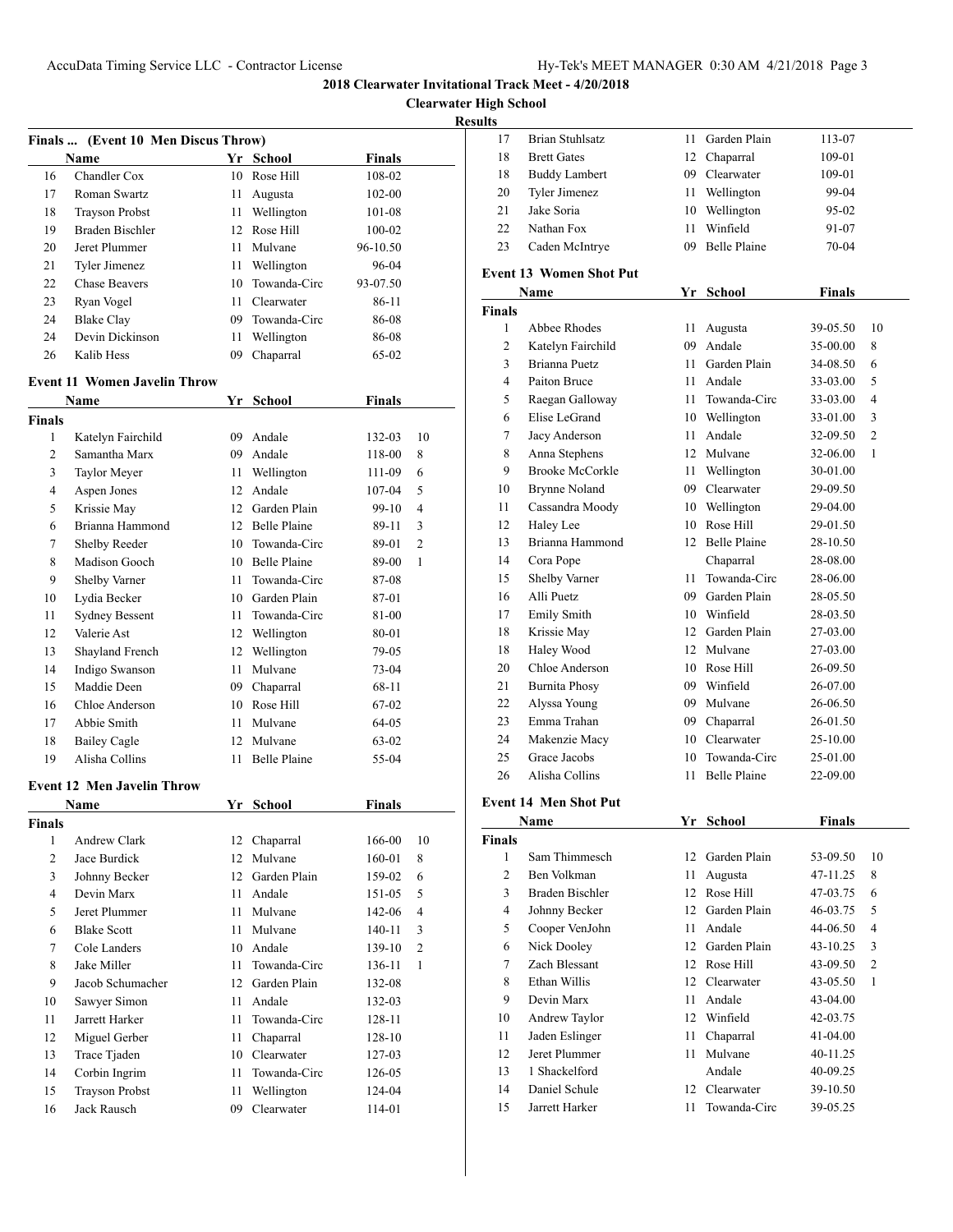# 2018 Clearwater Invitational Track Meet - 4/20/2018

## Clearwater High School

### Results

**Finals ... (Event 10 Men Discus Throw)**

| | Name | Yr | School | Finals | |
|---|---|---|---|---|---|
| 16 | Chandler Cox | 10 | Rose Hill | 108-02 | |
| 17 | Roman Swartz | 11 | Augusta | 102-00 | |
| 18 | Trayson Probst | 11 | Wellington | 101-08 | |
| 19 | Braden Bischler | 12 | Rose Hill | 100-02 | |
| 20 | Jeret Plummer | 11 | Mulvane | 96-10.50 | |
| 21 | Tyler Jimenez | 11 | Wellington | 96-04 | |
| 22 | Chase Beavers | 10 | Towanda-Circ | 93-07.50 | |
| 23 | Ryan Vogel | 11 | Clearwater | 86-11 | |
| 24 | Blake Clay | 09 | Towanda-Circ | 86-08 | |
| 24 | Devin Dickinson | 11 | Wellington | 86-08 | |
| 26 | Kalib Hess | 09 | Chaparral | 65-02 | |

**Event 11 Women Javelin Throw**

| | Name | Yr | School | Finals | |
|---|---|---|---|---|---|
| **Finals** | | | | | |
| 1 | Katelyn Fairchild | 09 | Andale | 132-03 | 10 |
| 2 | Samantha Marx | 09 | Andale | 118-00 | 8 |
| 3 | Taylor Meyer | 11 | Wellington | 111-09 | 6 |
| 4 | Aspen Jones | 12 | Andale | 107-04 | 5 |
| 5 | Krissie May | 12 | Garden Plain | 99-10 | 4 |
| 6 | Brianna Hammond | 12 | Belle Plaine | 89-11 | 3 |
| 7 | Shelby Reeder | 10 | Towanda-Circ | 89-01 | 2 |
| 8 | Madison Gooch | 10 | Belle Plaine | 89-00 | 1 |
| 9 | Shelby Varner | 11 | Towanda-Circ | 87-08 | |
| 10 | Lydia Becker | 10 | Garden Plain | 87-01 | |
| 11 | Sydney Bessent | 11 | Towanda-Circ | 81-00 | |
| 12 | Valerie Ast | 12 | Wellington | 80-01 | |
| 13 | Shayland French | 12 | Wellington | 79-05 | |
| 14 | Indigo Swanson | 11 | Mulvane | 73-04 | |
| 15 | Maddie Deen | 09 | Chaparral | 68-11 | |
| 16 | Chloe Anderson | 10 | Rose Hill | 67-02 | |
| 17 | Abbie Smith | 11 | Mulvane | 64-05 | |
| 18 | Bailey Cagle | 12 | Mulvane | 63-02 | |
| 19 | Alisha Collins | 11 | Belle Plaine | 55-04 | |

**Event 12 Men Javelin Throw**

| | Name | Yr | School | Finals | |
|---|---|---|---|---|---|
| **Finals** | | | | | |
| 1 | Andrew Clark | 12 | Chaparral | 166-00 | 10 |
| 2 | Jace Burdick | 12 | Mulvane | 160-01 | 8 |
| 3 | Johnny Becker | 12 | Garden Plain | 159-02 | 6 |
| 4 | Devin Marx | 11 | Andale | 151-05 | 5 |
| 5 | Jeret Plummer | 11 | Mulvane | 142-06 | 4 |
| 6 | Blake Scott | 11 | Mulvane | 140-11 | 3 |
| 7 | Cole Landers | 10 | Andale | 139-10 | 2 |
| 8 | Jake Miller | 11 | Towanda-Circ | 136-11 | 1 |
| 9 | Jacob Schumacher | 12 | Garden Plain | 132-08 | |
| 10 | Sawyer Simon | 11 | Andale | 132-03 | |
| 11 | Jarrett Harker | 11 | Towanda-Circ | 128-11 | |
| 12 | Miguel Gerber | 11 | Chaparral | 128-10 | |
| 13 | Trace Tjaden | 10 | Clearwater | 127-03 | |
| 14 | Corbin Ingrim | 11 | Towanda-Circ | 126-05 | |
| 15 | Trayson Probst | 11 | Wellington | 124-04 | |
| 16 | Jack Rausch | 09 | Clearwater | 114-01 | |
| 17 | Brian Stuhlsatz | 11 | Garden Plain | 113-07 | |
| 18 | Brett Gates | 12 | Chaparral | 109-01 | |
| 18 | Buddy Lambert | 09 | Clearwater | 109-01 | |
| 20 | Tyler Jimenez | 11 | Wellington | 99-04 | |
| 21 | Jake Soria | 10 | Wellington | 95-02 | |
| 22 | Nathan Fox | 11 | Winfield | 91-07 | |
| 23 | Caden McIntrye | 09 | Belle Plaine | 70-04 | |

**Event 13 Women Shot Put**

| | Name | Yr | School | Finals | |
|---|---|---|---|---|---|
| **Finals** | | | | | |
| 1 | Abbee Rhodes | 11 | Augusta | 39-05.50 | 10 |
| 2 | Katelyn Fairchild | 09 | Andale | 35-00.00 | 8 |
| 3 | Brianna Puetz | 11 | Garden Plain | 34-08.50 | 6 |
| 4 | Paiton Bruce | 11 | Andale | 33-03.00 | 5 |
| 5 | Raegan Galloway | 11 | Towanda-Circ | 33-03.00 | 4 |
| 6 | Elise LeGrand | 10 | Wellington | 33-01.00 | 3 |
| 7 | Jacy Anderson | 11 | Andale | 32-09.50 | 2 |
| 8 | Anna Stephens | 12 | Mulvane | 32-06.00 | 1 |
| 9 | Brooke McCorkle | 11 | Wellington | 30-01.00 | |
| 10 | Brynne Noland | 09 | Clearwater | 29-09.50 | |
| 11 | Cassandra Moody | 10 | Wellington | 29-04.00 | |
| 12 | Haley Lee | 10 | Rose Hill | 29-01.50 | |
| 13 | Brianna Hammond | 12 | Belle Plaine | 28-10.50 | |
| 14 | Cora Pope | | Chaparral | 28-08.00 | |
| 15 | Shelby Varner | 11 | Towanda-Circ | 28-06.00 | |
| 16 | Alli Puetz | 09 | Garden Plain | 28-05.50 | |
| 17 | Emily Smith | 10 | Winfield | 28-03.50 | |
| 18 | Krissie May | 12 | Garden Plain | 27-03.00 | |
| 18 | Haley Wood | 12 | Mulvane | 27-03.00 | |
| 20 | Chloe Anderson | 10 | Rose Hill | 26-09.50 | |
| 21 | Burnita Phosy | 09 | Winfield | 26-07.00 | |
| 22 | Alyssa Young | 09 | Mulvane | 26-06.50 | |
| 23 | Emma Trahan | 09 | Chaparral | 26-01.50 | |
| 24 | Makenzie Macy | 10 | Clearwater | 25-10.00 | |
| 25 | Grace Jacobs | 10 | Towanda-Circ | 25-01.00 | |
| 26 | Alisha Collins | 11 | Belle Plaine | 22-09.00 | |

**Event 14 Men Shot Put**

| | Name | Yr | School | Finals | |
|---|---|---|---|---|---|
| **Finals** | | | | | |
| 1 | Sam Thimmesch | 12 | Garden Plain | 53-09.50 | 10 |
| 2 | Ben Volkman | 11 | Augusta | 47-11.25 | 8 |
| 3 | Braden Bischler | 12 | Rose Hill | 47-03.75 | 6 |
| 4 | Johnny Becker | 12 | Garden Plain | 46-03.75 | 5 |
| 5 | Cooper VenJohn | 11 | Andale | 44-06.50 | 4 |
| 6 | Nick Dooley | 12 | Garden Plain | 43-10.25 | 3 |
| 7 | Zach Blessant | 12 | Rose Hill | 43-09.50 | 2 |
| 8 | Ethan Willis | 12 | Clearwater | 43-05.50 | 1 |
| 9 | Devin Marx | 11 | Andale | 43-04.00 | |
| 10 | Andrew Taylor | 12 | Winfield | 42-03.75 | |
| 11 | Jaden Eslinger | 11 | Chaparral | 41-04.00 | |
| 12 | Jeret Plummer | 11 | Mulvane | 40-11.25 | |
| 13 | 1 Shackelford | | Andale | 40-09.25 | |
| 14 | Daniel Schule | 12 | Clearwater | 39-10.50 | |
| 15 | Jarrett Harker | 11 | Towanda-Circ | 39-05.25 | |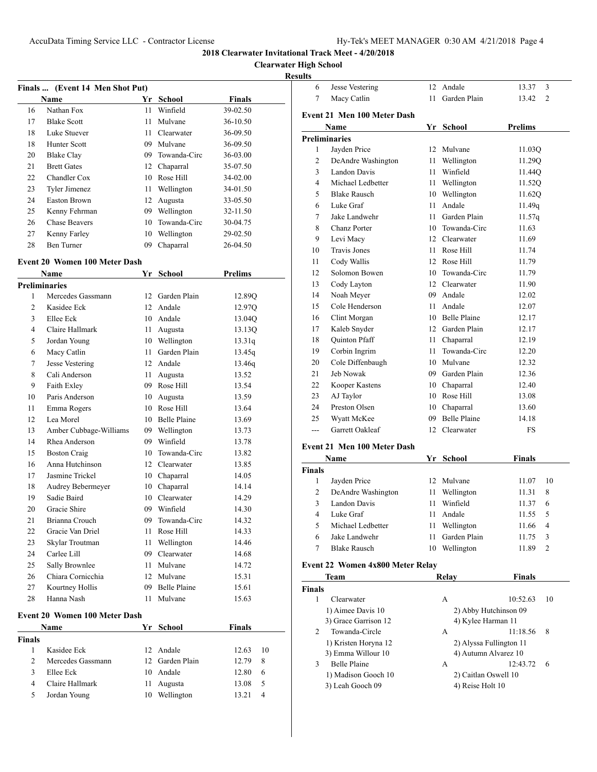## 2018 Clearwater Invitational Track Meet - 4/20/2018

### Clearwater High School

### Results

**Finals ... (Event 14 Men Shot Put)**

| | Name | Yr | School | Finals |
|---|---|---|---|---|
| 16 | Nathan Fox | 11 | Winfield | 39-02.50 |
| 17 | Blake Scott | 11 | Mulvane | 36-10.50 |
| 18 | Luke Stuever | 11 | Clearwater | 36-09.50 |
| 18 | Hunter Scott | 09 | Mulvane | 36-09.50 |
| 20 | Blake Clay | 09 | Towanda-Circ | 36-03.00 |
| 21 | Brett Gates | 12 | Chaparral | 35-07.50 |
| 22 | Chandler Cox | 10 | Rose Hill | 34-02.00 |
| 23 | Tyler Jimenez | 11 | Wellington | 34-01.50 |
| 24 | Easton Brown | 12 | Augusta | 33-05.50 |
| 25 | Kenny Fehrman | 09 | Wellington | 32-11.50 |
| 26 | Chase Beavers | 10 | Towanda-Circ | 30-04.75 |
| 27 | Kenny Farley | 10 | Wellington | 29-02.50 |
| 28 | Ben Turner | 09 | Chaparral | 26-04.50 |

**Event 20 Women 100 Meter Dash**

| | Name | Yr | School | Prelims |
|---|---|---|---|---|
| **Preliminaries** | | | | |
| 1 | Mercedes Gassmann | 12 | Garden Plain | 12.89Q |
| 2 | Kasidee Eck | 12 | Andale | 12.97Q |
| 3 | Ellee Eck | 10 | Andale | 13.04Q |
| 4 | Claire Hallmark | 11 | Augusta | 13.13Q |
| 5 | Jordan Young | 10 | Wellington | 13.31q |
| 6 | Macy Catlin | 11 | Garden Plain | 13.45q |
| 7 | Jesse Vestering | 12 | Andale | 13.46q |
| 8 | Cali Anderson | 11 | Augusta | 13.52 |
| 9 | Faith Exley | 09 | Rose Hill | 13.54 |
| 10 | Paris Anderson | 10 | Augusta | 13.59 |
| 11 | Emma Rogers | 10 | Rose Hill | 13.64 |
| 12 | Lea Morel | 10 | Belle Plaine | 13.69 |
| 13 | Amber Cubbage-Williams | 09 | Wellington | 13.73 |
| 14 | Rhea Anderson | 09 | Winfield | 13.78 |
| 15 | Boston Craig | 10 | Towanda-Circ | 13.82 |
| 16 | Anna Hutchinson | 12 | Clearwater | 13.85 |
| 17 | Jasmine Trickel | 10 | Chaparral | 14.05 |
| 18 | Audrey Bebermeyer | 10 | Chaparral | 14.14 |
| 19 | Sadie Baird | 10 | Clearwater | 14.29 |
| 20 | Gracie Shire | 09 | Winfield | 14.30 |
| 21 | Brianna Crouch | 09 | Towanda-Circ | 14.32 |
| 22 | Gracie Van Driel | 11 | Rose Hill | 14.33 |
| 23 | Skylar Troutman | 11 | Wellington | 14.46 |
| 24 | Carlee Lill | 09 | Clearwater | 14.68 |
| 25 | Sally Brownlee | 11 | Mulvane | 14.72 |
| 26 | Chiara Cornicchia | 12 | Mulvane | 15.31 |
| 27 | Kourtney Hollis | 09 | Belle Plaine | 15.61 |
| 28 | Hanna Nash | 11 | Mulvane | 15.63 |

**Event 20 Women 100 Meter Dash**

| | Name | Yr | School | Finals | |
|---|---|---|---|---|---|
| **Finals** | | | | | |
| 1 | Kasidee Eck | 12 | Andale | 12.63 | 10 |
| 2 | Mercedes Gassmann | 12 | Garden Plain | 12.79 | 8 |
| 3 | Ellee Eck | 10 | Andale | 12.80 | 6 |
| 4 | Claire Hallmark | 11 | Augusta | 13.08 | 5 |
| 5 | Jordan Young | 10 | Wellington | 13.21 | 4 |
| 6 | Jesse Vestering | 12 | Andale | 13.37 | 3 |
| 7 | Macy Catlin | 11 | Garden Plain | 13.42 | 2 |

**Event 21 Men 100 Meter Dash**

| | Name | Yr | School | Prelims |
|---|---|---|---|---|
| **Preliminaries** | | | | |
| 1 | Jayden Price | 12 | Mulvane | 11.03Q |
| 2 | DeAndre Washington | 11 | Wellington | 11.29Q |
| 3 | Landon Davis | 11 | Winfield | 11.44Q |
| 4 | Michael Ledbetter | 11 | Wellington | 11.52Q |
| 5 | Blake Rausch | 10 | Wellington | 11.62Q |
| 6 | Luke Graf | 11 | Andale | 11.49q |
| 7 | Jake Landwehr | 11 | Garden Plain | 11.57q |
| 8 | Chanz Porter | 10 | Towanda-Circ | 11.63 |
| 9 | Levi Macy | 12 | Clearwater | 11.69 |
| 10 | Travis Jones | 11 | Rose Hill | 11.74 |
| 11 | Cody Wallis | 12 | Rose Hill | 11.79 |
| 12 | Solomon Bowen | 10 | Towanda-Circ | 11.79 |
| 13 | Cody Layton | 12 | Clearwater | 11.90 |
| 14 | Noah Meyer | 09 | Andale | 12.02 |
| 15 | Cole Henderson | 11 | Andale | 12.07 |
| 16 | Clint Morgan | 10 | Belle Plaine | 12.17 |
| 17 | Kaleb Snyder | 12 | Garden Plain | 12.17 |
| 18 | Quinton Pfaff | 11 | Chaparral | 12.19 |
| 19 | Corbin Ingrim | 11 | Towanda-Circ | 12.20 |
| 20 | Cole Diffenbaugh | 10 | Mulvane | 12.32 |
| 21 | Jeb Nowak | 09 | Garden Plain | 12.36 |
| 22 | Kooper Kastens | 10 | Chaparral | 12.40 |
| 23 | AJ Taylor | 10 | Rose Hill | 13.08 |
| 24 | Preston Olsen | 10 | Chaparral | 13.60 |
| 25 | Wyatt McKee | 09 | Belle Plaine | 14.18 |
| --- | Garrett Oakleaf | 12 | Clearwater | FS |

**Event 21 Men 100 Meter Dash**

| | Name | Yr | School | Finals | |
|---|---|---|---|---|---|
| **Finals** | | | | | |
| 1 | Jayden Price | 12 | Mulvane | 11.07 | 10 |
| 2 | DeAndre Washington | 11 | Wellington | 11.31 | 8 |
| 3 | Landon Davis | 11 | Winfield | 11.37 | 6 |
| 4 | Luke Graf | 11 | Andale | 11.55 | 5 |
| 5 | Michael Ledbetter | 11 | Wellington | 11.66 | 4 |
| 6 | Jake Landwehr | 11 | Garden Plain | 11.75 | 3 |
| 7 | Blake Rausch | 10 | Wellington | 11.89 | 2 |

**Event 22 Women 4x800 Meter Relay**

| | Team | Relay | Finals | |
|---|---|---|---|---|
| **Finals** | | | | |
| 1 | Clearwater | A | 10:52.63 | 10 |
| | 1) Aimee Davis 10 | 2) Abby Hutchinson 09 | | |
| | 3) Grace Garrison 12 | 4) Kylee Harman 11 | | |
| 2 | Towanda-Circle | A | 11:18.56 | 8 |
| | 1) Kristen Horyna 12 | 2) Alyssa Fullington 11 | | |
| | 3) Emma Willour 10 | 4) Autumn Alvarez 10 | | |
| 3 | Belle Plaine | A | 12:43.72 | 6 |
| | 1) Madison Gooch 10 | 2) Caitlan Oswell 10 | | |
| | 3) Leah Gooch 09 | 4) Reise Holt 10 | | |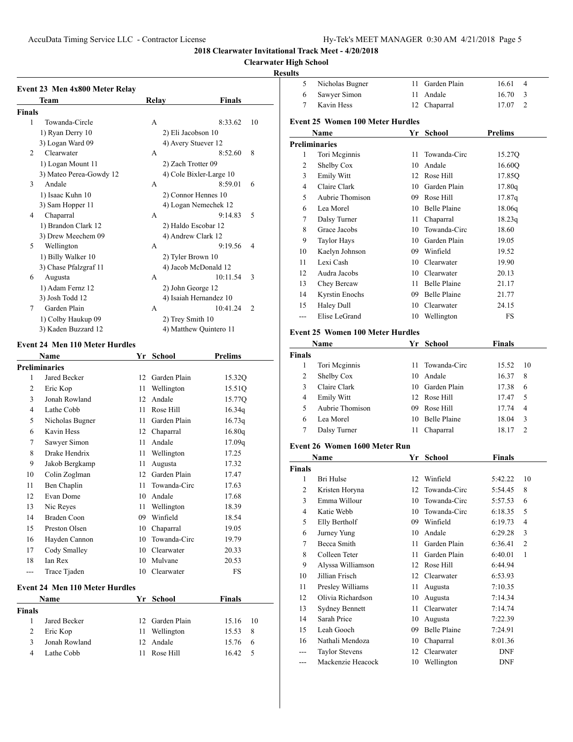# 2018 Clearwater Invitational Track Meet - 4/20/2018

## Clearwater High School

### Results

#### Event 23 Men 4x800 Meter Relay

| | Team | Relay | Finals | Points |
|---|---|---|---|---|
| **Finals** | | | | |
| 1 | Towanda-Circle | A | 8:33.62 | 10 |
| | 1) Ryan Derry 10 | 2) Eli Jacobson 10 | | |
| | 3) Logan Ward 09 | 4) Avery Stuever 12 | | |
| 2 | Clearwater | A | 8:52.60 | 8 |
| | 1) Logan Mount 11 | 2) Zach Trotter 09 | | |
| | 3) Mateo Perea-Gowdy 12 | 4) Cole Bixler-Large 10 | | |
| 3 | Andale | A | 8:59.01 | 6 |
| | 1) Isaac Kuhn 10 | 2) Connor Hennes 10 | | |
| | 3) Sam Hopper 11 | 4) Logan Nemechek 12 | | |
| 4 | Chaparral | A | 9:14.83 | 5 |
| | 1) Brandon Clark 12 | 2) Haldo Escobar 12 | | |
| | 3) Drew Meechem 09 | 4) Andrew Clark 12 | | |
| 5 | Wellington | A | 9:19.56 | 4 |
| | 1) Billy Walker 10 | 2) Tyler Brown 10 | | |
| | 3) Chase Pfalzgraf 11 | 4) Jacob McDonald 12 | | |
| 6 | Augusta | A | 10:11.54 | 3 |
| | 1) Adam Fernz 12 | 2) John George 12 | | |
| | 3) Josh Todd 12 | 4) Isaiah Hernandez 10 | | |
| 7 | Garden Plain | A | 10:41.24 | 2 |
| | 1) Colby Haukup 09 | 2) Trey Smith 10 | | |
| | 3) Kaden Buzzard 12 | 4) Matthew Quintero 11 | | |

#### Event 24 Men 110 Meter Hurdles

| | Name | Yr | School | Prelims |
|---|---|---|---|---|
| **Preliminaries** | | | | |
| 1 | Jared Becker | 12 | Garden Plain | 15.32Q |
| 2 | Eric Kop | 11 | Wellington | 15.51Q |
| 3 | Jonah Rowland | 12 | Andale | 15.77Q |
| 4 | Lathe Cobb | 11 | Rose Hill | 16.34q |
| 5 | Nicholas Bugner | 11 | Garden Plain | 16.73q |
| 6 | Kavin Hess | 12 | Chaparral | 16.80q |
| 7 | Sawyer Simon | 11 | Andale | 17.09q |
| 8 | Drake Hendrix | 11 | Wellington | 17.25 |
| 9 | Jakob Bergkamp | 11 | Augusta | 17.32 |
| 10 | Colin Zoglman | 12 | Garden Plain | 17.47 |
| 11 | Ben Chaplin | 11 | Towanda-Circ | 17.63 |
| 12 | Evan Dome | 10 | Andale | 17.68 |
| 13 | Nic Reyes | 11 | Wellington | 18.39 |
| 14 | Braden Coon | 09 | Winfield | 18.54 |
| 15 | Preston Olsen | 10 | Chaparral | 19.05 |
| 16 | Hayden Cannon | 10 | Towanda-Circ | 19.79 |
| 17 | Cody Smalley | 10 | Clearwater | 20.33 |
| 18 | Ian Rex | 10 | Mulvane | 20.53 |
| --- | Trace Tjaden | 10 | Clearwater | FS |

#### Event 24 Men 110 Meter Hurdles

| | Name | Yr | School | Finals | Points |
|---|---|---|---|---|---|
| **Finals** | | | | | |
| 1 | Jared Becker | 12 | Garden Plain | 15.16 | 10 |
| 2 | Eric Kop | 11 | Wellington | 15.53 | 8 |
| 3 | Jonah Rowland | 12 | Andale | 15.76 | 6 |
| 4 | Lathe Cobb | 11 | Rose Hill | 16.42 | 5 |
| 5 | Nicholas Bugner | 11 | Garden Plain | 16.61 | 4 |
| 6 | Sawyer Simon | 11 | Andale | 16.70 | 3 |
| 7 | Kavin Hess | 12 | Chaparral | 17.07 | 2 |

#### Event 25 Women 100 Meter Hurdles

| | Name | Yr | School | Prelims |
|---|---|---|---|---|
| **Preliminaries** | | | | |
| 1 | Tori Mcginnis | 11 | Towanda-Circ | 15.27Q |
| 2 | Shelby Cox | 10 | Andale | 16.60Q |
| 3 | Emily Witt | 12 | Rose Hill | 17.85Q |
| 4 | Claire Clark | 10 | Garden Plain | 17.80q |
| 5 | Aubrie Thomison | 09 | Rose Hill | 17.87q |
| 6 | Lea Morel | 10 | Belle Plaine | 18.06q |
| 7 | Dalsy Turner | 11 | Chaparral | 18.23q |
| 8 | Grace Jacobs | 10 | Towanda-Circ | 18.60 |
| 9 | Taylor Hays | 10 | Garden Plain | 19.05 |
| 10 | Kaelyn Johnson | 09 | Winfield | 19.52 |
| 11 | Lexi Cash | 10 | Clearwater | 19.90 |
| 12 | Audra Jacobs | 10 | Clearwater | 20.13 |
| 13 | Chey Bercaw | 11 | Belle Plaine | 21.17 |
| 14 | Kyrstin Enochs | 09 | Belle Plaine | 21.77 |
| 15 | Haley Dull | 10 | Clearwater | 24.15 |
| --- | Elise LeGrand | 10 | Wellington | FS |

#### Event 25 Women 100 Meter Hurdles

| | Name | Yr | School | Finals | Points |
|---|---|---|---|---|---|
| **Finals** | | | | | |
| 1 | Tori Mcginnis | 11 | Towanda-Circ | 15.52 | 10 |
| 2 | Shelby Cox | 10 | Andale | 16.37 | 8 |
| 3 | Claire Clark | 10 | Garden Plain | 17.38 | 6 |
| 4 | Emily Witt | 12 | Rose Hill | 17.47 | 5 |
| 5 | Aubrie Thomison | 09 | Rose Hill | 17.74 | 4 |
| 6 | Lea Morel | 10 | Belle Plaine | 18.04 | 3 |
| 7 | Dalsy Turner | 11 | Chaparral | 18.17 | 2 |

#### Event 26 Women 1600 Meter Run

| | Name | Yr | School | Finals | Points |
|---|---|---|---|---|---|
| **Finals** | | | | | |
| 1 | Bri Hulse | 12 | Winfield | 5:42.22 | 10 |
| 2 | Kristen Horyna | 12 | Towanda-Circ | 5:54.45 | 8 |
| 3 | Emma Willour | 10 | Towanda-Circ | 5:57.53 | 6 |
| 4 | Katie Webb | 10 | Towanda-Circ | 6:18.35 | 5 |
| 5 | Elly Bertholf | 09 | Winfield | 6:19.73 | 4 |
| 6 | Jurney Yung | 10 | Andale | 6:29.28 | 3 |
| 7 | Becca Smith | 11 | Garden Plain | 6:36.41 | 2 |
| 8 | Colleen Teter | 11 | Garden Plain | 6:40.01 | 1 |
| 9 | Alyssa Williamson | 12 | Rose Hill | 6:44.94 | |
| 10 | Jillian Frisch | 12 | Clearwater | 6:53.93 | |
| 11 | Presley Williams | 11 | Augusta | 7:10.35 | |
| 12 | Olivia Richardson | 10 | Augusta | 7:14.34 | |
| 13 | Sydney Bennett | 11 | Clearwater | 7:14.74 | |
| 14 | Sarah Price | 10 | Augusta | 7:22.39 | |
| 15 | Leah Gooch | 09 | Belle Plaine | 7:24.91 | |
| 16 | Nathali Mendoza | 10 | Chaparral | 8:01.36 | |
| --- | Taylor Stevens | 12 | Clearwater | DNF | |
| --- | Mackenzie Heacock | 10 | Wellington | DNF | |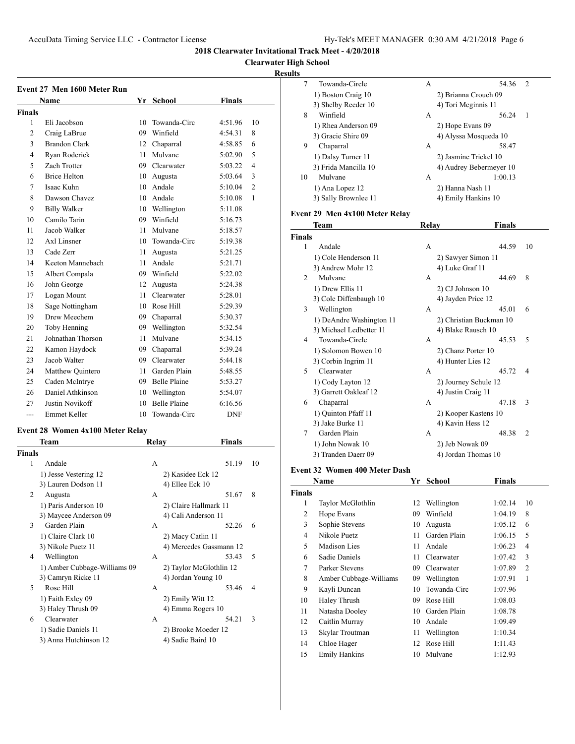# 2018 Clearwater Invitational Track Meet - 4/20/2018

## Clearwater High School

### Results

#### Event 27 Men 1600 Meter Run

| | Name | Yr | School | Finals | |
|---|---|---|---|---|---|
| **Finals** | | | | | |
| 1 | Eli Jacobson | 10 | Towanda-Circ | 4:51.96 | 10 |
| 2 | Craig LaBrue | 09 | Winfield | 4:54.31 | 8 |
| 3 | Brandon Clark | 12 | Chaparral | 4:58.85 | 6 |
| 4 | Ryan Roderick | 11 | Mulvane | 5:02.90 | 5 |
| 5 | Zach Trotter | 09 | Clearwater | 5:03.22 | 4 |
| 6 | Brice Helton | 10 | Augusta | 5:03.64 | 3 |
| 7 | Isaac Kuhn | 10 | Andale | 5:10.04 | 2 |
| 8 | Dawson Chavez | 10 | Andale | 5:10.08 | 1 |
| 9 | Billy Walker | 10 | Wellington | 5:11.08 | |
| 10 | Camilo Tarin | 09 | Winfield | 5:16.73 | |
| 11 | Jacob Walker | 11 | Mulvane | 5:18.57 | |
| 12 | Axl Linsner | 10 | Towanda-Circ | 5:19.38 | |
| 13 | Cade Zerr | 11 | Augusta | 5:21.25 | |
| 14 | Keeton Mannebach | 11 | Andale | 5:21.71 | |
| 15 | Albert Compala | 09 | Winfield | 5:22.02 | |
| 16 | John George | 12 | Augusta | 5:24.38 | |
| 17 | Logan Mount | 11 | Clearwater | 5:28.01 | |
| 18 | Sage Nottingham | 10 | Rose Hill | 5:29.39 | |
| 19 | Drew Meechem | 09 | Chaparral | 5:30.37 | |
| 20 | Toby Henning | 09 | Wellington | 5:32.54 | |
| 21 | Johnathan Thorson | 11 | Mulvane | 5:34.15 | |
| 22 | Kamon Haydock | 09 | Chaparral | 5:39.24 | |
| 23 | Jacob Walter | 09 | Clearwater | 5:44.18 | |
| 24 | Matthew Quintero | 11 | Garden Plain | 5:48.55 | |
| 25 | Caden McIntrye | 09 | Belle Plaine | 5:53.27 | |
| 26 | Daniel Athkinson | 10 | Wellington | 5:54.07 | |
| 27 | Justin Novikoff | 10 | Belle Plaine | 6:16.56 | |
| --- | Emmet Keller | 10 | Towanda-Circ | DNF | |

#### Event 28 Women 4x100 Meter Relay

| | Team | Relay | Finals | |
|---|---|---|---|---|
| **Finals** | | | | |
| 1 | Andale | A | 51.19 | 10 |
| | 1) Jesse Vestering 12 | 2) Kasidee Eck 12 | | |
| | 3) Lauren Dodson 11 | 4) Ellee Eck 10 | | |
| 2 | Augusta | A | 51.67 | 8 |
| | 1) Paris Anderson 10 | 2) Claire Hallmark 11 | | |
| | 3) Maycee Anderson 09 | 4) Cali Anderson 11 | | |
| 3 | Garden Plain | A | 52.26 | 6 |
| | 1) Claire Clark 10 | 2) Macy Catlin 11 | | |
| | 3) Nikole Puetz 11 | 4) Mercedes Gassmann 12 | | |
| 4 | Wellington | A | 53.43 | 5 |
| | 1) Amber Cubbage-Williams 09 | 2) Taylor McGlothlin 12 | | |
| | 3) Camryn Ricke 11 | 4) Jordan Young 10 | | |
| 5 | Rose Hill | A | 53.46 | 4 |
| | 1) Faith Exley 09 | 2) Emily Witt 12 | | |
| | 3) Haley Thrush 09 | 4) Emma Rogers 10 | | |
| 6 | Clearwater | A | 54.21 | 3 |
| | 1) Sadie Daniels 11 | 2) Brooke Moeder 12 | | |
| | 3) Anna Hutchinson 12 | 4) Sadie Baird 10 | | |
| 7 | Towanda-Circle | A | 54.36 | 2 |
| | 1) Boston Craig 10 | 2) Brianna Crouch 09 | | |
| | 3) Shelby Reeder 10 | 4) Tori Mcginnis 11 | | |
| 8 | Winfield | A | 56.24 | 1 |
| | 1) Rhea Anderson 09 | 2) Hope Evans 09 | | |
| | 3) Gracie Shire 09 | 4) Alyssa Mosqueda 10 | | |
| 9 | Chaparral | A | 58.47 | |
| | 1) Dalsy Turner 11 | 2) Jasmine Trickel 10 | | |
| | 3) Frida Mancilla 10 | 4) Audrey Bebermeyer 10 | | |
| 10 | Mulvane | A | 1:00.13 | |
| | 1) Ana Lopez 12 | 2) Hanna Nash 11 | | |
| | 3) Sally Brownlee 11 | 4) Emily Hankins 10 | | |

#### Event 29 Men 4x100 Meter Relay

| | Team | Relay | Finals | |
|---|---|---|---|---|
| **Finals** | | | | |
| 1 | Andale | A | 44.59 | 10 |
| | 1) Cole Henderson 11 | 2) Sawyer Simon 11 | | |
| | 3) Andrew Mohr 12 | 4) Luke Graf 11 | | |
| 2 | Mulvane | A | 44.69 | 8 |
| | 1) Drew Ellis 11 | 2) CJ Johnson 10 | | |
| | 3) Cole Diffenbaugh 10 | 4) Jayden Price 12 | | |
| 3 | Wellington | A | 45.01 | 6 |
| | 1) DeAndre Washington 11 | 2) Christian Buckman 10 | | |
| | 3) Michael Ledbetter 11 | 4) Blake Rausch 10 | | |
| 4 | Towanda-Circle | A | 45.53 | 5 |
| | 1) Solomon Bowen 10 | 2) Chanz Porter 10 | | |
| | 3) Corbin Ingrim 11 | 4) Hunter Lies 12 | | |
| 5 | Clearwater | A | 45.72 | 4 |
| | 1) Cody Layton 12 | 2) Journey Schule 12 | | |
| | 3) Garrett Oakleaf 12 | 4) Justin Craig 11 | | |
| 6 | Chaparral | A | 47.18 | 3 |
| | 1) Quinton Pfaff 11 | 2) Kooper Kastens 10 | | |
| | 3) Jake Burke 11 | 4) Kavin Hess 12 | | |
| 7 | Garden Plain | A | 48.38 | 2 |
| | 1) John Nowak 10 | 2) Jeb Nowak 09 | | |
| | 3) Tranden Daerr 09 | 4) Jordan Thomas 10 | | |

#### Event 32 Women 400 Meter Dash

| | Name | Yr | School | Finals | |
|---|---|---|---|---|---|
| **Finals** | | | | | |
| 1 | Taylor McGlothlin | 12 | Wellington | 1:02.14 | 10 |
| 2 | Hope Evans | 09 | Winfield | 1:04.19 | 8 |
| 3 | Sophie Stevens | 10 | Augusta | 1:05.12 | 6 |
| 4 | Nikole Puetz | 11 | Garden Plain | 1:06.15 | 5 |
| 5 | Madison Lies | 11 | Andale | 1:06.23 | 4 |
| 6 | Sadie Daniels | 11 | Clearwater | 1:07.42 | 3 |
| 7 | Parker Stevens | 09 | Clearwater | 1:07.89 | 2 |
| 8 | Amber Cubbage-Williams | 09 | Wellington | 1:07.91 | 1 |
| 9 | Kayli Duncan | 10 | Towanda-Circ | 1:07.96 | |
| 10 | Haley Thrush | 09 | Rose Hill | 1:08.03 | |
| 11 | Natasha Dooley | 10 | Garden Plain | 1:08.78 | |
| 12 | Caitlin Murray | 10 | Andale | 1:09.49 | |
| 13 | Skylar Troutman | 11 | Wellington | 1:10.34 | |
| 14 | Chloe Hager | 12 | Rose Hill | 1:11.43 | |
| 15 | Emily Hankins | 10 | Mulvane | 1:12.93 | |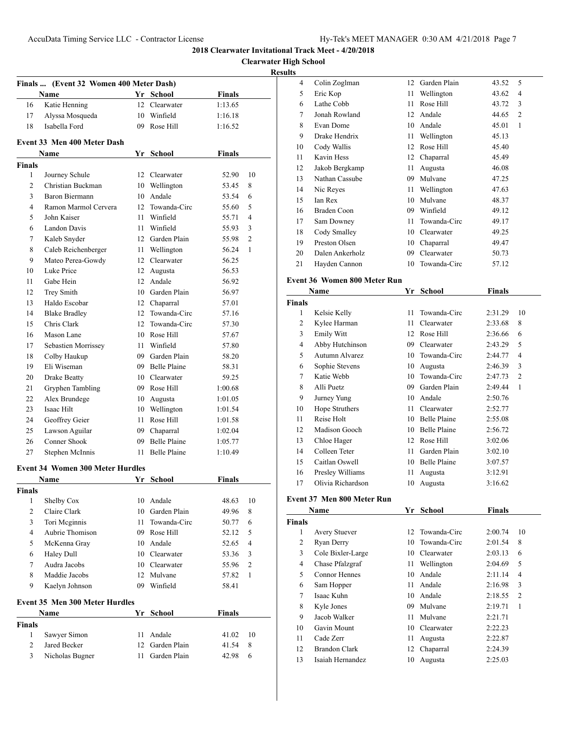**2018 Clearwater Invitational Track Meet - 4/20/2018**

**Clearwater High School**

**Results**

### Finals ... (Event 32 Women 400 Meter Dash)

| | Name | Yr | School | Finals | |
|---|---|---|---|---|---|
| 16 | Katie Henning | 12 | Clearwater | 1:13.65 | |
| 17 | Alyssa Mosqueda | 10 | Winfield | 1:16.18 | |
| 18 | Isabella Ford | 09 | Rose Hill | 1:16.52 | |

### Event 33 Men 400 Meter Dash

| | Name | Yr | School | Finals | |
|---|---|---|---|---|---|
| **Finals** | | | | | |
| 1 | Journey Schule | 12 | Clearwater | 52.90 | 10 |
| 2 | Christian Buckman | 10 | Wellington | 53.45 | 8 |
| 3 | Baron Biermann | 10 | Andale | 53.54 | 6 |
| 4 | Ramon Marmol Cervera | 12 | Towanda-Circ | 55.60 | 5 |
| 5 | John Kaiser | 11 | Winfield | 55.71 | 4 |
| 6 | Landon Davis | 11 | Winfield | 55.93 | 3 |
| 7 | Kaleb Snyder | 12 | Garden Plain | 55.98 | 2 |
| 8 | Caleb Reichenberger | 11 | Wellington | 56.24 | 1 |
| 9 | Mateo Perea-Gowdy | 12 | Clearwater | 56.25 | |
| 10 | Luke Price | 12 | Augusta | 56.53 | |
| 11 | Gabe Hein | 12 | Andale | 56.92 | |
| 12 | Trey Smith | 10 | Garden Plain | 56.97 | |
| 13 | Haldo Escobar | 12 | Chaparral | 57.01 | |
| 14 | Blake Bradley | 12 | Towanda-Circ | 57.16 | |
| 15 | Chris Clark | 12 | Towanda-Circ | 57.30 | |
| 16 | Mason Lane | 10 | Rose Hill | 57.67 | |
| 17 | Sebastien Morrissey | 11 | Winfield | 57.80 | |
| 18 | Colby Haukup | 09 | Garden Plain | 58.20 | |
| 19 | Eli Wiseman | 09 | Belle Plaine | 58.31 | |
| 20 | Drake Beatty | 10 | Clearwater | 59.25 | |
| 21 | Gryphen Tambling | 09 | Rose Hill | 1:00.68 | |
| 22 | Alex Brundege | 10 | Augusta | 1:01.05 | |
| 23 | Isaac Hilt | 10 | Wellington | 1:01.54 | |
| 24 | Geoffrey Geier | 11 | Rose Hill | 1:01.58 | |
| 25 | Lawson Aguilar | 09 | Chaparral | 1:02.04 | |
| 26 | Conner Shook | 09 | Belle Plaine | 1:05.77 | |
| 27 | Stephen McInnis | 11 | Belle Plaine | 1:10.49 | |

### Event 34 Women 300 Meter Hurdles

| | Name | Yr | School | Finals | |
|---|---|---|---|---|---|
| **Finals** | | | | | |
| 1 | Shelby Cox | 10 | Andale | 48.63 | 10 |
| 2 | Claire Clark | 10 | Garden Plain | 49.96 | 8 |
| 3 | Tori Mcginnis | 11 | Towanda-Circ | 50.77 | 6 |
| 4 | Aubrie Thomison | 09 | Rose Hill | 52.12 | 5 |
| 5 | McKenna Gray | 10 | Andale | 52.65 | 4 |
| 6 | Haley Dull | 10 | Clearwater | 53.36 | 3 |
| 7 | Audra Jacobs | 10 | Clearwater | 55.96 | 2 |
| 8 | Maddie Jacobs | 12 | Mulvane | 57.82 | 1 |
| 9 | Kaelyn Johnson | 09 | Winfield | 58.41 | |

### Event 35 Men 300 Meter Hurdles

| | Name | Yr | School | Finals | |
|---|---|---|---|---|---|
| **Finals** | | | | | |
| 1 | Sawyer Simon | 11 | Andale | 41.02 | 10 |
| 2 | Jared Becker | 12 | Garden Plain | 41.54 | 8 |
| 3 | Nicholas Bugner | 11 | Garden Plain | 42.98 | 6 |
| 4 | Colin Zoglman | 12 | Garden Plain | 43.52 | 5 |
| 5 | Eric Kop | 11 | Wellington | 43.62 | 4 |
| 6 | Lathe Cobb | 11 | Rose Hill | 43.72 | 3 |
| 7 | Jonah Rowland | 12 | Andale | 44.65 | 2 |
| 8 | Evan Dome | 10 | Andale | 45.01 | 1 |
| 9 | Drake Hendrix | 11 | Wellington | 45.13 | |
| 10 | Cody Wallis | 12 | Rose Hill | 45.40 | |
| 11 | Kavin Hess | 12 | Chaparral | 45.49 | |
| 12 | Jakob Bergkamp | 11 | Augusta | 46.08 | |
| 13 | Nathan Cassube | 09 | Mulvane | 47.25 | |
| 14 | Nic Reyes | 11 | Wellington | 47.63 | |
| 15 | Ian Rex | 10 | Mulvane | 48.37 | |
| 16 | Braden Coon | 09 | Winfield | 49.12 | |
| 17 | Sam Downey | 11 | Towanda-Circ | 49.17 | |
| 18 | Cody Smalley | 10 | Clearwater | 49.25 | |
| 19 | Preston Olsen | 10 | Chaparral | 49.47 | |
| 20 | Dalen Ankerholz | 09 | Clearwater | 50.73 | |
| 21 | Hayden Cannon | 10 | Towanda-Circ | 57.12 | |

### Event 36 Women 800 Meter Run

| | Name | Yr | School | Finals | |
|---|---|---|---|---|---|
| **Finals** | | | | | |
| 1 | Kelsie Kelly | 11 | Towanda-Circ | 2:31.29 | 10 |
| 2 | Kylee Harman | 11 | Clearwater | 2:33.68 | 8 |
| 3 | Emily Witt | 12 | Rose Hill | 2:36.66 | 6 |
| 4 | Abby Hutchinson | 09 | Clearwater | 2:43.29 | 5 |
| 5 | Autumn Alvarez | 10 | Towanda-Circ | 2:44.77 | 4 |
| 6 | Sophie Stevens | 10 | Augusta | 2:46.39 | 3 |
| 7 | Katie Webb | 10 | Towanda-Circ | 2:47.73 | 2 |
| 8 | Alli Puetz | 09 | Garden Plain | 2:49.44 | 1 |
| 9 | Jurney Yung | 10 | Andale | 2:50.76 | |
| 10 | Hope Struthers | 11 | Clearwater | 2:52.77 | |
| 11 | Reise Holt | 10 | Belle Plaine | 2:55.08 | |
| 12 | Madison Gooch | 10 | Belle Plaine | 2:56.72 | |
| 13 | Chloe Hager | 12 | Rose Hill | 3:02.06 | |
| 14 | Colleen Teter | 11 | Garden Plain | 3:02.10 | |
| 15 | Caitlan Oswell | 10 | Belle Plaine | 3:07.57 | |
| 16 | Presley Williams | 11 | Augusta | 3:12.91 | |
| 17 | Olivia Richardson | 10 | Augusta | 3:16.62 | |

### Event 37 Men 800 Meter Run

| | Name | Yr | School | Finals | |
|---|---|---|---|---|---|
| **Finals** | | | | | |
| 1 | Avery Stuever | 12 | Towanda-Circ | 2:00.74 | 10 |
| 2 | Ryan Derry | 10 | Towanda-Circ | 2:01.54 | 8 |
| 3 | Cole Bixler-Large | 10 | Clearwater | 2:03.13 | 6 |
| 4 | Chase Pfalzgraf | 11 | Wellington | 2:04.69 | 5 |
| 5 | Connor Hennes | 10 | Andale | 2:11.14 | 4 |
| 6 | Sam Hopper | 11 | Andale | 2:16.98 | 3 |
| 7 | Isaac Kuhn | 10 | Andale | 2:18.55 | 2 |
| 8 | Kyle Jones | 09 | Mulvane | 2:19.71 | 1 |
| 9 | Jacob Walker | 11 | Mulvane | 2:21.71 | |
| 10 | Gavin Mount | 10 | Clearwater | 2:22.23 | |
| 11 | Cade Zerr | 11 | Augusta | 2:22.87 | |
| 12 | Brandon Clark | 12 | Chaparral | 2:24.39 | |
| 13 | Isaiah Hernandez | 10 | Augusta | 2:25.03 | |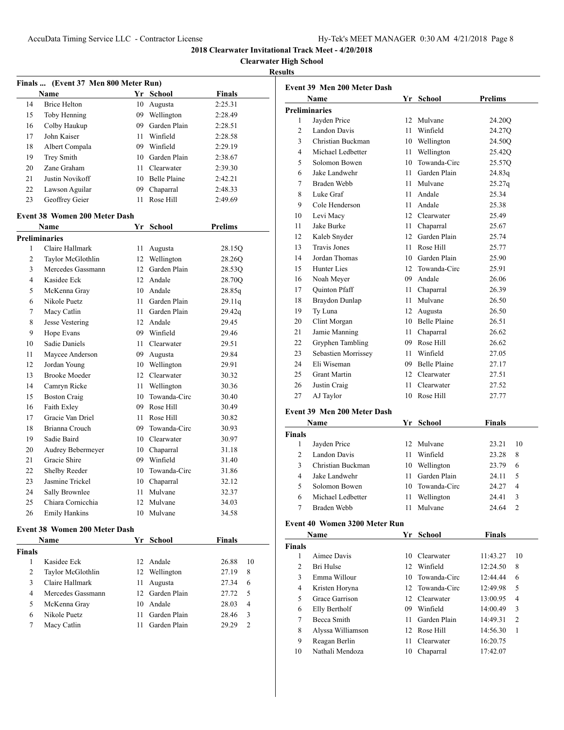**2018 Clearwater Invitational Track Meet - 4/20/2018**

**Clearwater High School**

**Results**

### Finals ... (Event 37 Men 800 Meter Run)

| | Name | Yr | School | Finals |
|---|---|---|---|---|
| 14 | Brice Helton | 10 | Augusta | 2:25.31 |
| 15 | Toby Henning | 09 | Wellington | 2:28.49 |
| 16 | Colby Haukup | 09 | Garden Plain | 2:28.51 |
| 17 | John Kaiser | 11 | Winfield | 2:28.58 |
| 18 | Albert Compala | 09 | Winfield | 2:29.19 |
| 19 | Trey Smith | 10 | Garden Plain | 2:38.67 |
| 20 | Zane Graham | 11 | Clearwater | 2:39.30 |
| 21 | Justin Novikoff | 10 | Belle Plaine | 2:42.21 |
| 22 | Lawson Aguilar | 09 | Chaparral | 2:48.33 |
| 23 | Geoffrey Geier | 11 | Rose Hill | 2:49.69 |

### Event 38 Women 200 Meter Dash

**Preliminaries**

| | Name | Yr | School | Prelims |
|---|---|---|---|---|
| 1 | Claire Hallmark | 11 | Augusta | 28.15Q |
| 2 | Taylor McGlothlin | 12 | Wellington | 28.26Q |
| 3 | Mercedes Gassmann | 12 | Garden Plain | 28.53Q |
| 4 | Kasidee Eck | 12 | Andale | 28.70Q |
| 5 | McKenna Gray | 10 | Andale | 28.85q |
| 6 | Nikole Puetz | 11 | Garden Plain | 29.11q |
| 7 | Macy Catlin | 11 | Garden Plain | 29.42q |
| 8 | Jesse Vestering | 12 | Andale | 29.45 |
| 9 | Hope Evans | 09 | Winfield | 29.46 |
| 10 | Sadie Daniels | 11 | Clearwater | 29.51 |
| 11 | Maycee Anderson | 09 | Augusta | 29.84 |
| 12 | Jordan Young | 10 | Wellington | 29.91 |
| 13 | Brooke Moeder | 12 | Clearwater | 30.32 |
| 14 | Camryn Ricke | 11 | Wellington | 30.36 |
| 15 | Boston Craig | 10 | Towanda-Circ | 30.40 |
| 16 | Faith Exley | 09 | Rose Hill | 30.49 |
| 17 | Gracie Van Driel | 11 | Rose Hill | 30.82 |
| 18 | Brianna Crouch | 09 | Towanda-Circ | 30.93 |
| 19 | Sadie Baird | 10 | Clearwater | 30.97 |
| 20 | Audrey Bebermeyer | 10 | Chaparral | 31.18 |
| 21 | Gracie Shire | 09 | Winfield | 31.40 |
| 22 | Shelby Reeder | 10 | Towanda-Circ | 31.86 |
| 23 | Jasmine Trickel | 10 | Chaparral | 32.12 |
| 24 | Sally Brownlee | 11 | Mulvane | 32.37 |
| 25 | Chiara Cornicchia | 12 | Mulvane | 34.03 |
| 26 | Emily Hankins | 10 | Mulvane | 34.58 |

### Event 38 Women 200 Meter Dash

**Finals**

| | Name | Yr | School | Finals | |
|---|---|---|---|---|---|
| 1 | Kasidee Eck | 12 | Andale | 26.88 | 10 |
| 2 | Taylor McGlothlin | 12 | Wellington | 27.19 | 8 |
| 3 | Claire Hallmark | 11 | Augusta | 27.34 | 6 |
| 4 | Mercedes Gassmann | 12 | Garden Plain | 27.72 | 5 |
| 5 | McKenna Gray | 10 | Andale | 28.03 | 4 |
| 6 | Nikole Puetz | 11 | Garden Plain | 28.46 | 3 |
| 7 | Macy Catlin | 11 | Garden Plain | 29.29 | 2 |

### Event 39 Men 200 Meter Dash

**Preliminaries**

| | Name | Yr | School | Prelims |
|---|---|---|---|---|
| 1 | Jayden Price | 12 | Mulvane | 24.20Q |
| 2 | Landon Davis | 11 | Winfield | 24.27Q |
| 3 | Christian Buckman | 10 | Wellington | 24.50Q |
| 4 | Michael Ledbetter | 11 | Wellington | 25.42Q |
| 5 | Solomon Bowen | 10 | Towanda-Circ | 25.57Q |
| 6 | Jake Landwehr | 11 | Garden Plain | 24.83q |
| 7 | Braden Webb | 11 | Mulvane | 25.27q |
| 8 | Luke Graf | 11 | Andale | 25.34 |
| 9 | Cole Henderson | 11 | Andale | 25.38 |
| 10 | Levi Macy | 12 | Clearwater | 25.49 |
| 11 | Jake Burke | 11 | Chaparral | 25.67 |
| 12 | Kaleb Snyder | 12 | Garden Plain | 25.74 |
| 13 | Travis Jones | 11 | Rose Hill | 25.77 |
| 14 | Jordan Thomas | 10 | Garden Plain | 25.90 |
| 15 | Hunter Lies | 12 | Towanda-Circ | 25.91 |
| 16 | Noah Meyer | 09 | Andale | 26.06 |
| 17 | Quinton Pfaff | 11 | Chaparral | 26.39 |
| 18 | Braydon Dunlap | 11 | Mulvane | 26.50 |
| 19 | Ty Luna | 12 | Augusta | 26.50 |
| 20 | Clint Morgan | 10 | Belle Plaine | 26.51 |
| 21 | Jamie Manning | 11 | Chaparral | 26.62 |
| 22 | Gryphen Tambling | 09 | Rose Hill | 26.62 |
| 23 | Sebastien Morrissey | 11 | Winfield | 27.05 |
| 24 | Eli Wiseman | 09 | Belle Plaine | 27.17 |
| 25 | Grant Martin | 12 | Clearwater | 27.51 |
| 26 | Justin Craig | 11 | Clearwater | 27.52 |
| 27 | AJ Taylor | 10 | Rose Hill | 27.77 |

### Event 39 Men 200 Meter Dash

**Finals**

| | Name | Yr | School | Finals | |
|---|---|---|---|---|---|
| 1 | Jayden Price | 12 | Mulvane | 23.21 | 10 |
| 2 | Landon Davis | 11 | Winfield | 23.28 | 8 |
| 3 | Christian Buckman | 10 | Wellington | 23.79 | 6 |
| 4 | Jake Landwehr | 11 | Garden Plain | 24.11 | 5 |
| 5 | Solomon Bowen | 10 | Towanda-Circ | 24.27 | 4 |
| 6 | Michael Ledbetter | 11 | Wellington | 24.41 | 3 |
| 7 | Braden Webb | 11 | Mulvane | 24.64 | 2 |

### Event 40 Women 3200 Meter Run

**Finals**

| | Name | Yr | School | Finals | |
|---|---|---|---|---|---|
| 1 | Aimee Davis | 10 | Clearwater | 11:43.27 | 10 |
| 2 | Bri Hulse | 12 | Winfield | 12:24.50 | 8 |
| 3 | Emma Willour | 10 | Towanda-Circ | 12:44.44 | 6 |
| 4 | Kristen Horyna | 12 | Towanda-Circ | 12:49.98 | 5 |
| 5 | Grace Garrison | 12 | Clearwater | 13:00.95 | 4 |
| 6 | Elly Bertholf | 09 | Winfield | 14:00.49 | 3 |
| 7 | Becca Smith | 11 | Garden Plain | 14:49.31 | 2 |
| 8 | Alyssa Williamson | 12 | Rose Hill | 14:56.30 | 1 |
| 9 | Reagan Berlin | 11 | Clearwater | 16:20.75 | |
| 10 | Nathali Mendoza | 10 | Chaparral | 17:42.07 | |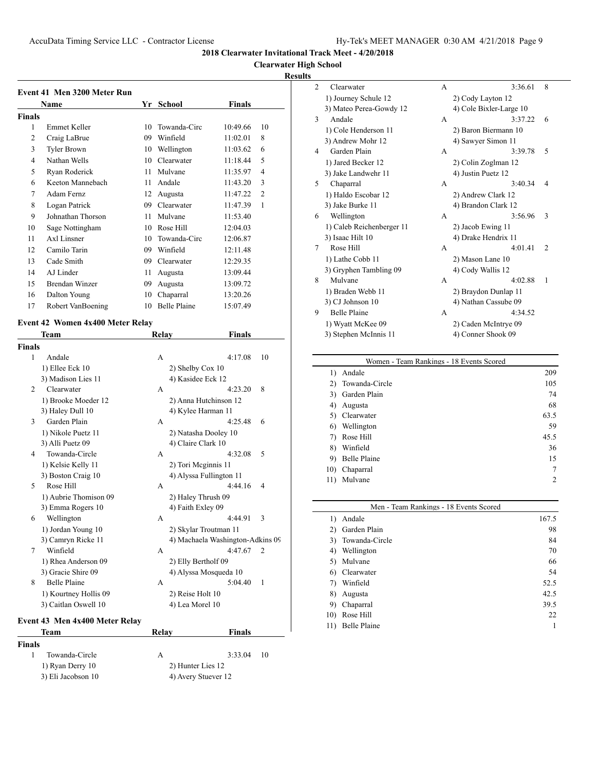# 2018 Clearwater Invitational Track Meet - 4/20/2018

**Clearwater High School**

**Results**

### Event 41 Men 3200 Meter Run

| | Name | Yr | School | Finals | |
|---|---|---|---|---|---|
| **Finals** | | | | | |
| 1 | Emmet Keller | 10 | Towanda-Circ | 10:49.66 | 10 |
| 2 | Craig LaBrue | 09 | Winfield | 11:02.01 | 8 |
| 3 | Tyler Brown | 10 | Wellington | 11:03.62 | 6 |
| 4 | Nathan Wells | 10 | Clearwater | 11:18.44 | 5 |
| 5 | Ryan Roderick | 11 | Mulvane | 11:35.97 | 4 |
| 6 | Keeton Mannebach | 11 | Andale | 11:43.20 | 3 |
| 7 | Adam Fernz | 12 | Augusta | 11:47.22 | 2 |
| 8 | Logan Patrick | 09 | Clearwater | 11:47.39 | 1 |
| 9 | Johnathan Thorson | 11 | Mulvane | 11:53.40 | |
| 10 | Sage Nottingham | 10 | Rose Hill | 12:04.03 | |
| 11 | Axl Linsner | 10 | Towanda-Circ | 12:06.87 | |
| 12 | Camilo Tarin | 09 | Winfield | 12:11.48 | |
| 13 | Cade Smith | 09 | Clearwater | 12:29.35 | |
| 14 | AJ Linder | 11 | Augusta | 13:09.44 | |
| 15 | Brendan Winzer | 09 | Augusta | 13:09.72 | |
| 16 | Dalton Young | 10 | Chaparral | 13:20.26 | |
| 17 | Robert VanBoening | 10 | Belle Plaine | 15:07.49 | |

### Event 42 Women 4x400 Meter Relay

| | Team | Relay | Finals | |
|---|---|---|---|---|
| **Finals** | | | | |
| 1 | Andale | A | 4:17.08 | 10 |
| | 1) Ellee Eck 10 | 2) Shelby Cox 10 | | |
| | 3) Madison Lies 11 | 4) Kasidee Eck 12 | | |
| 2 | Clearwater | A | 4:23.20 | 8 |
| | 1) Brooke Moeder 12 | 2) Anna Hutchinson 12 | | |
| | 3) Haley Dull 10 | 4) Kylee Harman 11 | | |
| 3 | Garden Plain | A | 4:25.48 | 6 |
| | 1) Nikole Puetz 11 | 2) Natasha Dooley 10 | | |
| | 3) Alli Puetz 09 | 4) Claire Clark 10 | | |
| 4 | Towanda-Circle | A | 4:32.08 | 5 |
| | 1) Kelsie Kelly 11 | 2) Tori Mcginnis 11 | | |
| | 3) Boston Craig 10 | 4) Alyssa Fullington 11 | | |
| 5 | Rose Hill | A | 4:44.16 | 4 |
| | 1) Aubrie Thomison 09 | 2) Haley Thrush 09 | | |
| | 3) Emma Rogers 10 | 4) Faith Exley 09 | | |
| 6 | Wellington | A | 4:44.91 | 3 |
| | 1) Jordan Young 10 | 2) Skylar Troutman 11 | | |
| | 3) Camryn Ricke 11 | 4) Machaela Washington-Adkins 09 | | |
| 7 | Winfield | A | 4:47.67 | 2 |
| | 1) Rhea Anderson 09 | 2) Elly Bertholf 09 | | |
| | 3) Gracie Shire 09 | 4) Alyssa Mosqueda 10 | | |
| 8 | Belle Plaine | A | 5:04.40 | 1 |
| | 1) Kourtney Hollis 09 | 2) Reise Holt 10 | | |
| | 3) Caitlan Oswell 10 | 4) Lea Morel 10 | | |

### Event 43 Men 4x400 Meter Relay

| | Team | Relay | Finals | |
|---|---|---|---|---|
| **Finals** | | | | |
| 1 | Towanda-Circle | A | 3:33.04 | 10 |
| | 1) Ryan Derry 10 | 2) Hunter Lies 12 | | |
| | 3) Eli Jacobson 10 | 4) Avery Stuever 12 | | |
| 2 | Clearwater | A | 3:36.61 | 8 |
| | 1) Journey Schule 12 | 2) Cody Layton 12 | | |
| | 3) Mateo Perea-Gowdy 12 | 4) Cole Bixler-Large 10 | | |
| 3 | Andale | A | 3:37.22 | 6 |
| | 1) Cole Henderson 11 | 2) Baron Biermann 10 | | |
| | 3) Andrew Mohr 12 | 4) Sawyer Simon 11 | | |
| 4 | Garden Plain | A | 3:39.78 | 5 |
| | 1) Jared Becker 12 | 2) Colin Zoglman 12 | | |
| | 3) Jake Landwehr 11 | 4) Justin Puetz 12 | | |
| 5 | Chaparral | A | 3:40.34 | 4 |
| | 1) Haldo Escobar 12 | 2) Andrew Clark 12 | | |
| | 3) Jake Burke 11 | 4) Brandon Clark 12 | | |
| 6 | Wellington | A | 3:56.96 | 3 |
| | 1) Caleb Reichenberger 11 | 2) Jacob Ewing 11 | | |
| | 3) Isaac Hilt 10 | 4) Drake Hendrix 11 | | |
| 7 | Rose Hill | A | 4:01.41 | 2 |
| | 1) Lathe Cobb 11 | 2) Mason Lane 10 | | |
| | 3) Gryphen Tambling 09 | 4) Cody Wallis 12 | | |
| 8 | Mulvane | A | 4:02.88 | 1 |
| | 1) Braden Webb 11 | 2) Braydon Dunlap 11 | | |
| | 3) CJ Johnson 10 | 4) Nathan Cassube 09 | | |
| 9 | Belle Plaine | A | 4:34.52 | |
| | 1) Wyatt McKee 09 | 2) Caden McIntrye 09 | | |
| | 3) Stephen McInnis 11 | 4) Conner Shook 09 | | |

### Women - Team Rankings - 18 Events Scored

| | Team | Points |
|---|---|---|
| 1) | Andale | 209 |
| 2) | Towanda-Circle | 105 |
| 3) | Garden Plain | 74 |
| 4) | Augusta | 68 |
| 5) | Clearwater | 63.5 |
| 6) | Wellington | 59 |
| 7) | Rose Hill | 45.5 |
| 8) | Winfield | 36 |
| 9) | Belle Plaine | 15 |
| 10) | Chaparral | 7 |
| 11) | Mulvane | 2 |

### Men - Team Rankings - 18 Events Scored

| | Team | Points |
|---|---|---|
| 1) | Andale | 167.5 |
| 2) | Garden Plain | 98 |
| 3) | Towanda-Circle | 84 |
| 4) | Wellington | 70 |
| 5) | Mulvane | 66 |
| 6) | Clearwater | 54 |
| 7) | Winfield | 52.5 |
| 8) | Augusta | 42.5 |
| 9) | Chaparral | 39.5 |
| 10) | Rose Hill | 22 |
| 11) | Belle Plaine | 1 |